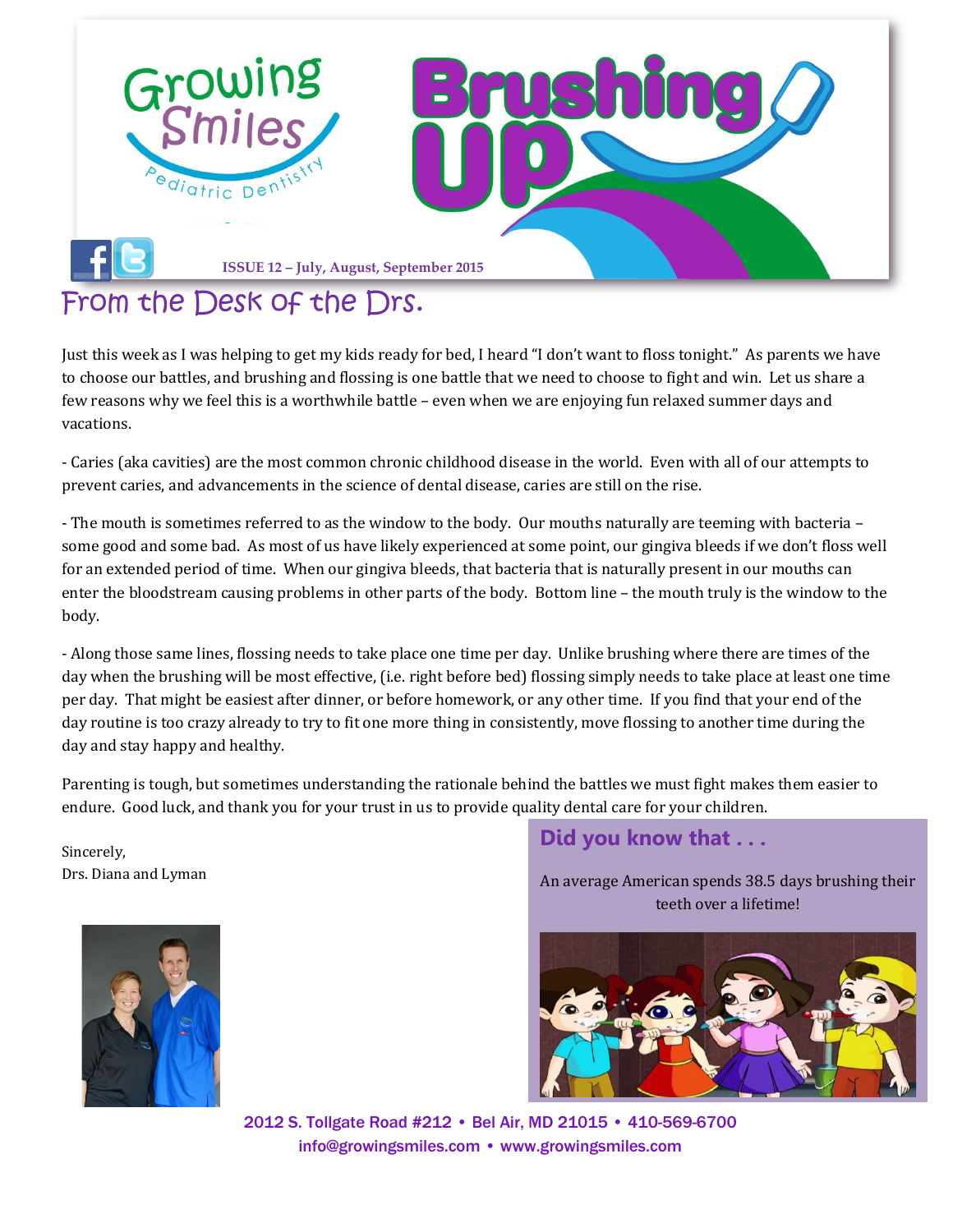# Growing Smiles Pediatric Dentistry

# Brushing Up

ISSUE 12 – July, August, September 2015

## From the Desk of the Drs.

Just this week as I was helping to get my kids ready for bed, I heard "I don't want to floss tonight." As parents we have to choose our battles, and brushing and flossing is one battle that we need to choose to fight and win. Let us share a few reasons why we feel this is a worthwhile battle – even when we are enjoying fun relaxed summer days and vacations.

- Caries (aka cavities) are the most common chronic childhood disease in the world. Even with all of our attempts to prevent caries, and advancements in the science of dental disease, caries are still on the rise.

- The mouth is sometimes referred to as the window to the body. Our mouths naturally are teeming with bacteria – some good and some bad. As most of us have likely experienced at some point, our gingiva bleeds if we don't floss well for an extended period of time. When our gingiva bleeds, that bacteria that is naturally present in our mouths can enter the bloodstream causing problems in other parts of the body. Bottom line – the mouth truly is the window to the body.

- Along those same lines, flossing needs to take place one time per day. Unlike brushing where there are times of the day when the brushing will be most effective, (i.e. right before bed) flossing simply needs to take place at least one time per day. That might be easiest after dinner, or before homework, or any other time. If you find that your end of the day routine is too crazy already to try to fit one more thing in consistently, move flossing to another time during the day and stay happy and healthy.

Parenting is tough, but sometimes understanding the rationale behind the battles we must fight makes them easier to endure. Good luck, and thank you for your trust in us to provide quality dental care for your children.

Sincerely,
Drs. Diana and Lyman

### Did you know that . . .

An average American spends 38.5 days brushing their teeth over a lifetime!

2012 S. Tollgate Road #212 • Bel Air, MD 21015 • 410-569-6700
info@growingsmiles.com • www.growingsmiles.com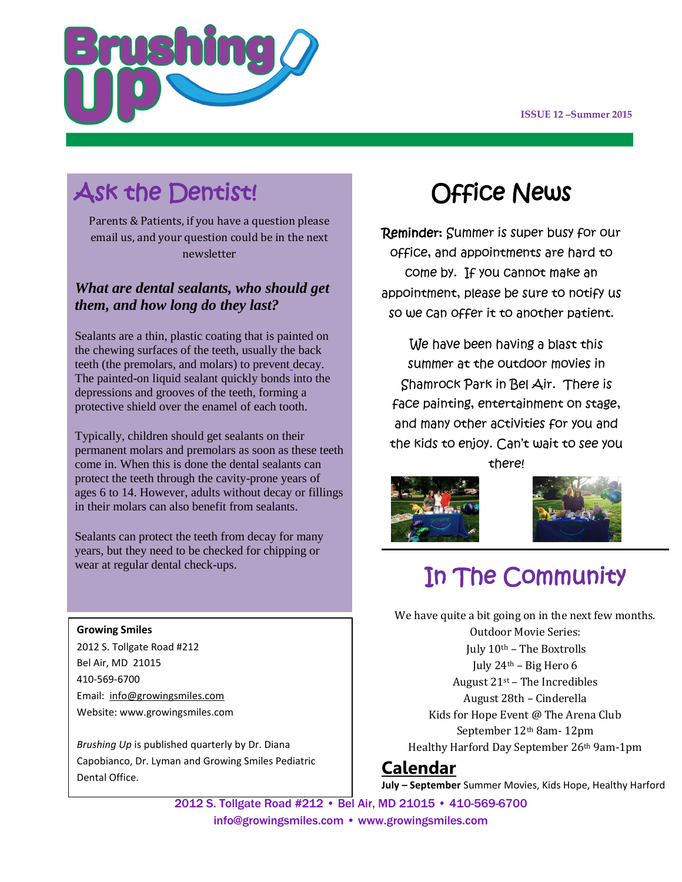# Brushing Up

**ISSUE 12 –Summer 2015**

## Ask the Dentist!

Parents & Patients, if you have a question please email us, and your question could be in the next newsletter

### *What are dental sealants, who should get them, and how long do they last?*

Sealants are a thin, plastic coating that is painted on the chewing surfaces of the teeth, usually the back teeth (the premolars, and molars) to prevent decay. The painted-on liquid sealant quickly bonds into the depressions and grooves of the teeth, forming a protective shield over the enamel of each tooth.

Typically, children should get sealants on their permanent molars and premolars as soon as these teeth come in. When this is done the dental sealants can protect the teeth through the cavity-prone years of ages 6 to 14. However, adults without decay or fillings in their molars can also benefit from sealants.

Sealants can protect the teeth from decay for many years, but they need to be checked for chipping or wear at regular dental check-ups.

**Growing Smiles**
2012 S. Tollgate Road #212
Bel Air, MD 21015
410-569-6700
Email: info@growingsmiles.com
Website: www.growingsmiles.com

*Brushing Up* is published quarterly by Dr. Diana Capobianco, Dr. Lyman and Growing Smiles Pediatric Dental Office.

## Office News

**Reminder:** Summer is super busy for our office, and appointments are hard to come by. If you cannot make an appointment, please be sure to notify us so we can offer it to another patient.

We have been having a blast this summer at the outdoor movies in Shamrock Park in Bel Air. There is face painting, entertainment on stage, and many other activities for you and the kids to enjoy. Can't wait to see you there!

## In The Community

We have quite a bit going on in the next few months.
Outdoor Movie Series:
July 10th – The Boxtrolls
July 24th – Big Hero 6
August 21st – The Incredibles
August 28th – Cinderella
Kids for Hope Event @ The Arena Club
September 12th 8am- 12pm
Healthy Harford Day September 26th 9am-1pm

## Calendar

**July – September** Summer Movies, Kids Hope, Healthy Harford

2012 S. Tollgate Road #212 • Bel Air, MD 21015 • 410-569-6700
info@growingsmiles.com • www.growingsmiles.com